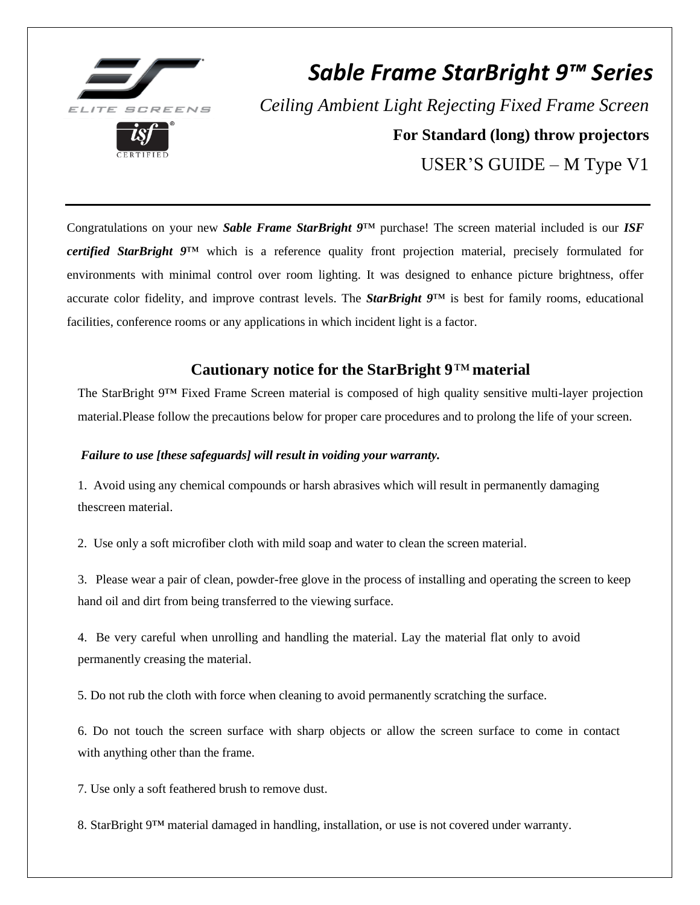# *Sable Frame StarBright 9™ Series*

*Ceiling Ambient Light Rejecting Fixed Frame Screen*

**For Standard (long) throw projectors**

USER'S GUIDE – M Type V1

Congratulations on your new ***Sable Frame StarBright 9***™ purchase! The screen material included is our ***ISF certified StarBright 9***™ which is a reference quality front projection material, precisely formulated for environments with minimal control over room lighting. It was designed to enhance picture brightness, offer accurate color fidelity, and improve contrast levels. The ***StarBright 9***™ is best for family rooms, educational facilities, conference rooms or any applications in which incident light is a factor.

## Cautionary notice for the StarBright 9™ material

The StarBright 9™ Fixed Frame Screen material is composed of high quality sensitive multi-layer projection material.Please follow the precautions below for proper care procedures and to prolong the life of your screen.

***Failure to use [these safeguards] will result in voiding your warranty.***

1. Avoid using any chemical compounds or harsh abrasives which will result in permanently damaging thescreen material.
2. Use only a soft microfiber cloth with mild soap and water to clean the screen material.
3. Please wear a pair of clean, powder-free glove in the process of installing and operating the screen to keep hand oil and dirt from being transferred to the viewing surface.
4. Be very careful when unrolling and handling the material. Lay the material flat only to avoid permanently creasing the material.
5. Do not rub the cloth with force when cleaning to avoid permanently scratching the surface.
6. Do not touch the screen surface with sharp objects or allow the screen surface to come in contact with anything other than the frame.
7. Use only a soft feathered brush to remove dust.
8. StarBright 9™ material damaged in handling, installation, or use is not covered under warranty.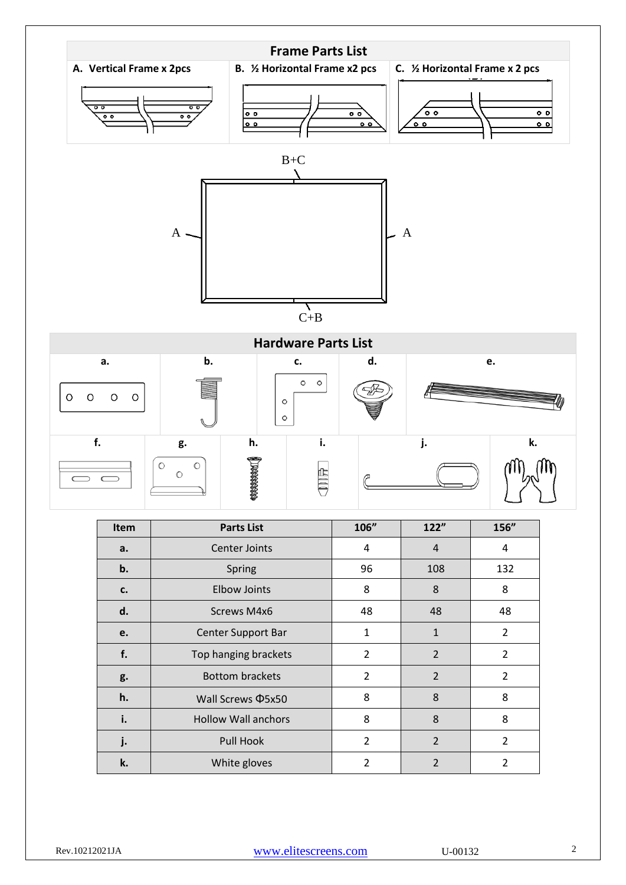## Frame Parts List

| A. Vertical Frame x 2pcs | B. ½ Horizontal Frame x2 pcs | C. ½ Horizontal Frame x 2 pcs |
|---|---|---|

B+C

A A

C+B

## Hardware Parts List

a. b. c. d. e.

f. g. h. i. j. k.

| Item | Parts List | 106" | 122" | 156" |
|---|---|---|---|---|
| a. | Center Joints | 4 | 4 | 4 |
| b. | Spring | 96 | 108 | 132 |
| c. | Elbow Joints | 8 | 8 | 8 |
| d. | Screws M4x6 | 48 | 48 | 48 |
| e. | Center Support Bar | 1 | 1 | 2 |
| f. | Top hanging brackets | 2 | 2 | 2 |
| g. | Bottom brackets | 2 | 2 | 2 |
| h. | Wall Screws Φ5x50 | 8 | 8 | 8 |
| i. | Hollow Wall anchors | 8 | 8 | 8 |
| j. | Pull Hook | 2 | 2 | 2 |
| k. | White gloves | 2 | 2 | 2 |

Rev.10212021JA www.elitescreens.com U-00132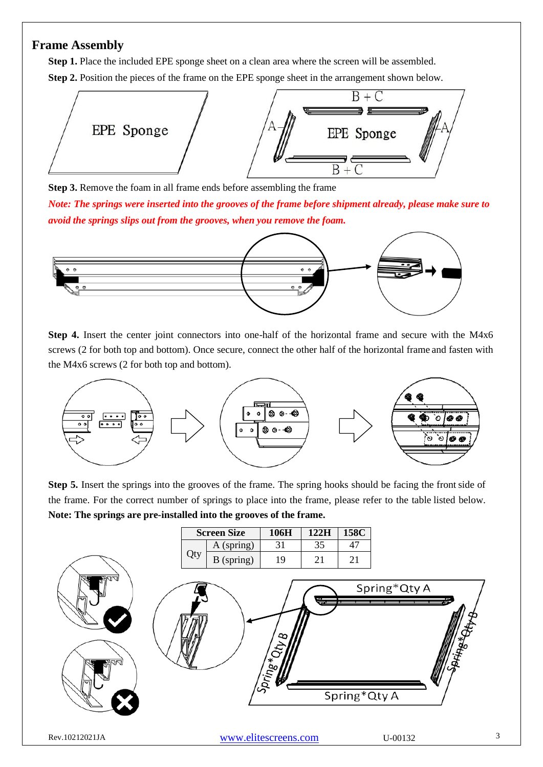## Frame Assembly

**Step 1.** Place the included EPE sponge sheet on a clean area where the screen will be assembled.

**Step 2.** Position the pieces of the frame on the EPE sponge sheet in the arrangement shown below.

**Step 3.** Remove the foam in all frame ends before assembling the frame

*Note: The springs were inserted into the grooves of the frame before shipment already, please make sure to avoid the springs slips out from the grooves, when you remove the foam.*

**Step 4.** Insert the center joint connectors into one-half of the horizontal frame and secure with the M4x6 screws (2 for both top and bottom). Once secure, connect the other half of the horizontal frame and fasten with the M4x6 screws (2 for both top and bottom).

**Step 5.** Insert the springs into the grooves of the frame. The spring hooks should be facing the front side of the frame. For the correct number of springs to place into the frame, please refer to the table listed below. **Note: The springs are pre-installed into the grooves of the frame.**

| Screen Size | | 106H | 122H | 158C |
|---|---|---|---|---|
| Qty | A (spring) | 31 | 35 | 47 |
| | B (spring) | 19 | 21 | 21 |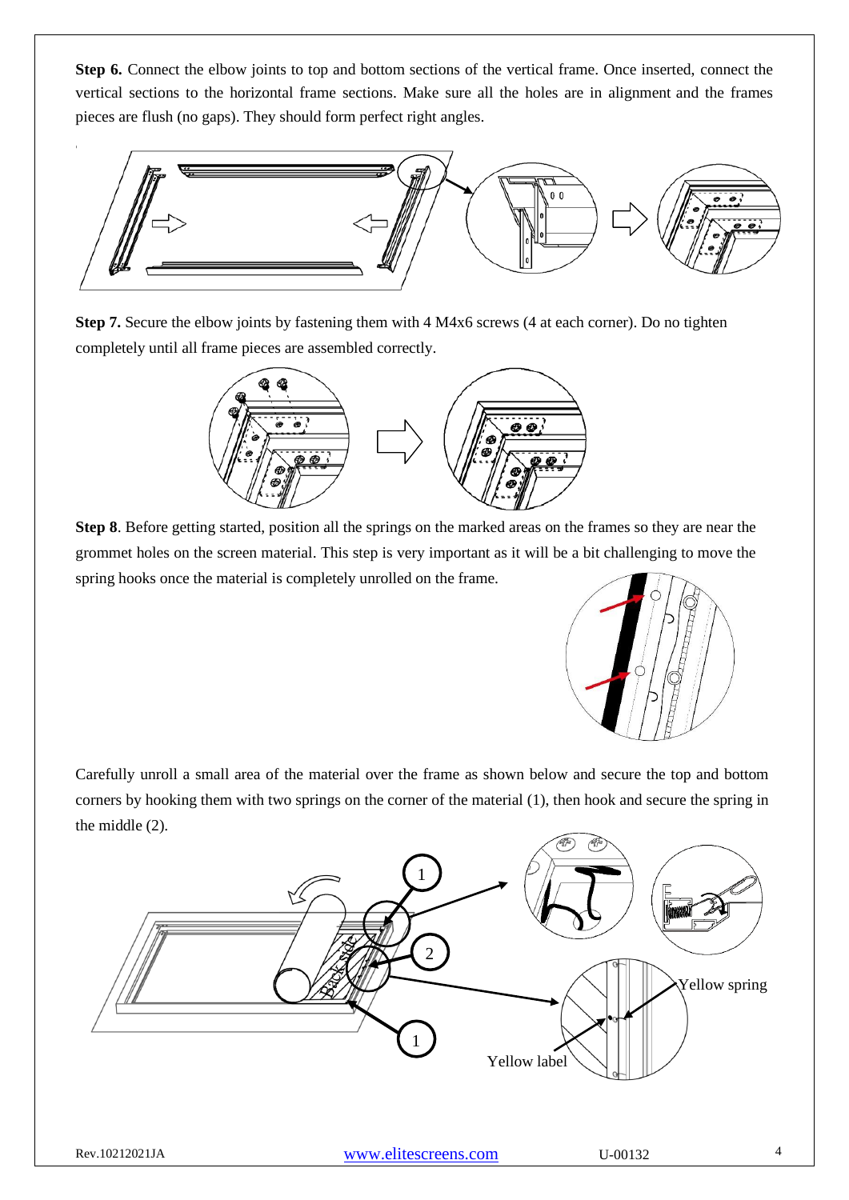**Step 6.** Connect the elbow joints to top and bottom sections of the vertical frame. Once inserted, connect the vertical sections to the horizontal frame sections. Make sure all the holes are in alignment and the frames pieces are flush (no gaps). They should form perfect right angles.

**Step 7.** Secure the elbow joints by fastening them with 4 M4x6 screws (4 at each corner). Do no tighten completely until all frame pieces are assembled correctly.

**Step 8**. Before getting started, position all the springs on the marked areas on the frames so they are near the grommet holes on the screen material. This step is very important as it will be a bit challenging to move the spring hooks once the material is completely unrolled on the frame.

Carefully unroll a small area of the material over the frame as shown below and secure the top and bottom corners by hooking them with two springs on the corner of the material (1), then hook and secure the spring in the middle (2).

Yellow spring

Yellow label

Rev.10212021JA www.elitescreens.com U-00132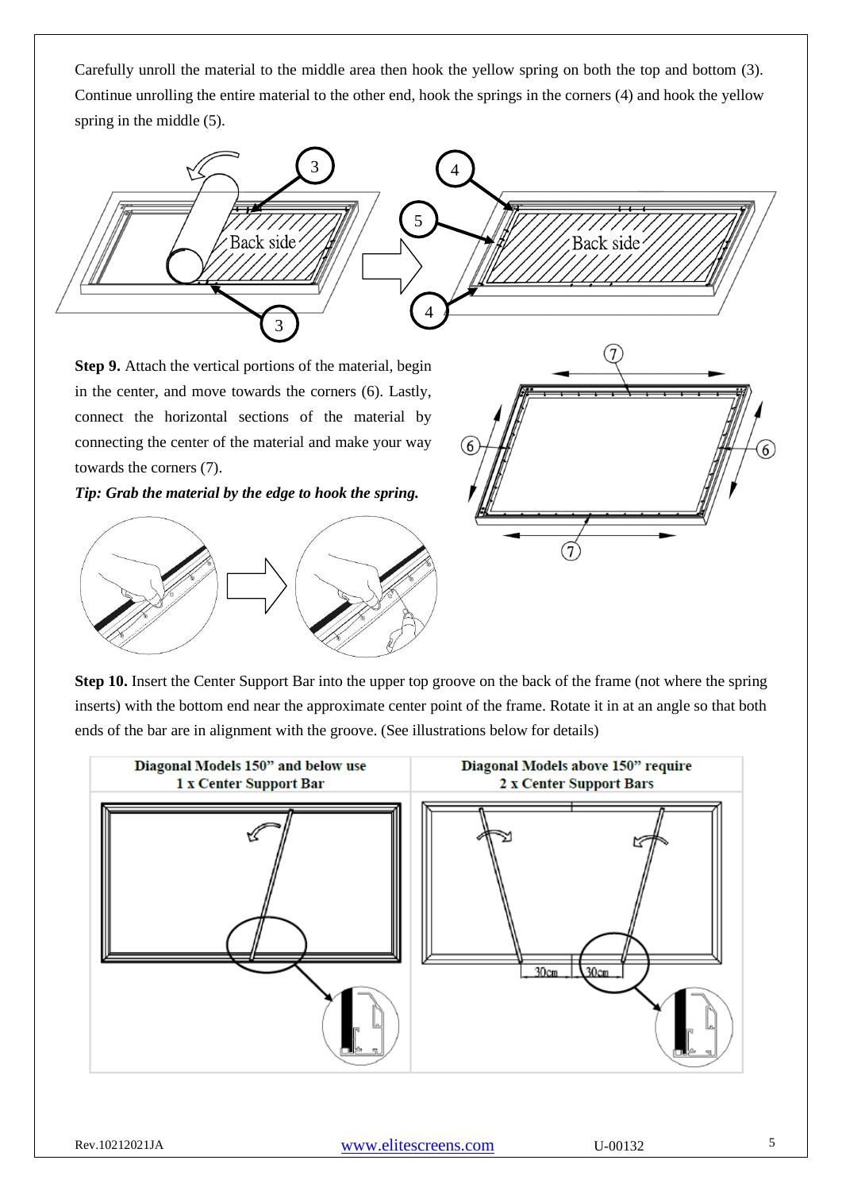Carefully unroll the material to the middle area then hook the yellow spring on both the top and bottom (3). Continue unrolling the entire material to the other end, hook the springs in the corners (4) and hook the yellow spring in the middle (5).

**Step 9.** Attach the vertical portions of the material, begin in the center, and move towards the corners (6). Lastly, connect the horizontal sections of the material by connecting the center of the material and make your way towards the corners (7).

***Tip: Grab the material by the edge to hook the spring.***

**Step 10.** Insert the Center Support Bar into the upper top groove on the back of the frame (not where the spring inserts) with the bottom end near the approximate center point of the frame. Rotate it in at an angle so that both ends of the bar are in alignment with the groove. (See illustrations below for details)

| Diagonal Models 150" and below use 1 x Center Support Bar | Diagonal Models above 150" require 2 x Center Support Bars |
| --- | --- |
| | 30cm / 30cm |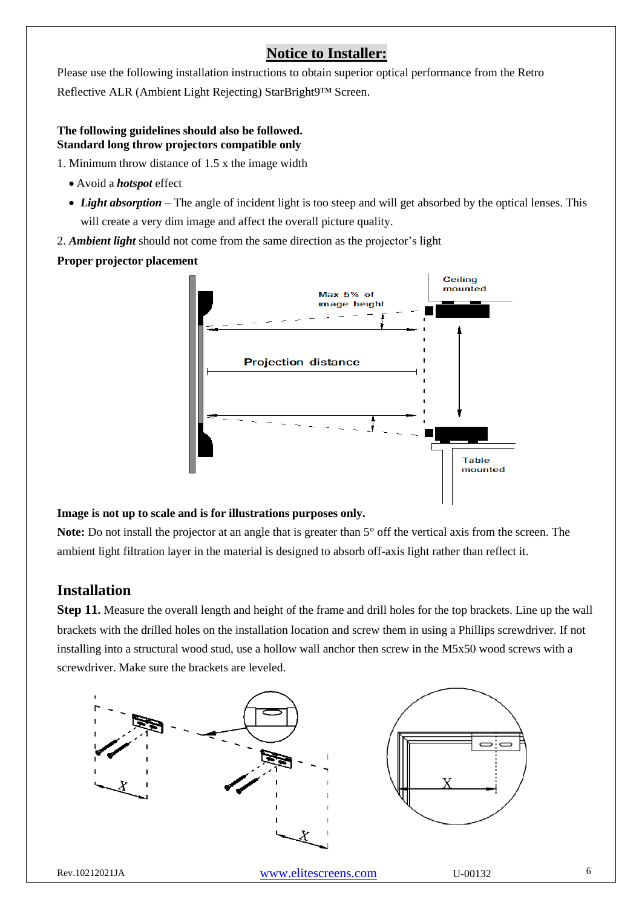# Notice to Installer:

Please use the following installation instructions to obtain superior optical performance from the Retro Reflective ALR (Ambient Light Rejecting) StarBright9™ Screen.

**The following guidelines should also be followed.**
**Standard long throw projectors compatible only**

1. Minimum throw distance of 1.5 x the image width
   - Avoid a ***hotspot*** effect
   - ***Light absorption*** – The angle of incident light is too steep and will get absorbed by the optical lenses. This will create a very dim image and affect the overall picture quality.
2. ***Ambient light*** should not come from the same direction as the projector's light

**Proper projector placement**

**Image is not up to scale and is for illustrations purposes only.**

**Note:** Do not install the projector at an angle that is greater than 5° off the vertical axis from the screen. The ambient light filtration layer in the material is designed to absorb off-axis light rather than reflect it.

## Installation

**Step 11.** Measure the overall length and height of the frame and drill holes for the top brackets. Line up the wall brackets with the drilled holes on the installation location and screw them in using a Phillips screwdriver. If not installing into a structural wood stud, use a hollow wall anchor then screw in the M5x50 wood screws with a screwdriver. Make sure the brackets are leveled.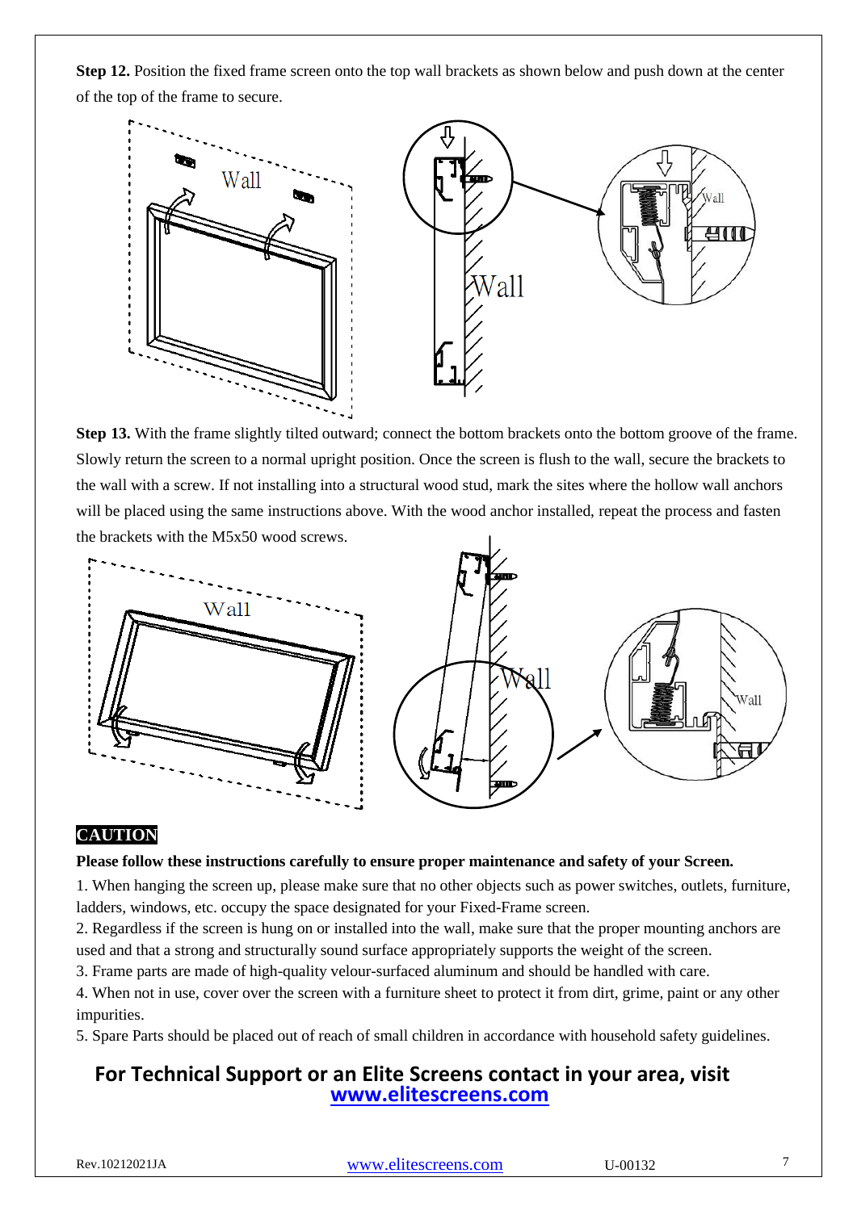**Step 12.** Position the fixed frame screen onto the top wall brackets as shown below and push down at the center of the top of the frame to secure.

Wall

Wall

Wall

**Step 13.** With the frame slightly tilted outward; connect the bottom brackets onto the bottom groove of the frame. Slowly return the screen to a normal upright position. Once the screen is flush to the wall, secure the brackets to the wall with a screw. If not installing into a structural wood stud, mark the sites where the hollow wall anchors will be placed using the same instructions above. With the wood anchor installed, repeat the process and fasten the brackets with the M5x50 wood screws.

Wall

Wall

Wall

## CAUTION

**Please follow these instructions carefully to ensure proper maintenance and safety of your Screen.**

1. When hanging the screen up, please make sure that no other objects such as power switches, outlets, furniture, ladders, windows, etc. occupy the space designated for your Fixed-Frame screen.
2. Regardless if the screen is hung on or installed into the wall, make sure that the proper mounting anchors are used and that a strong and structurally sound surface appropriately supports the weight of the screen.
3. Frame parts are made of high-quality velour-surfaced aluminum and should be handled with care.
4. When not in use, cover over the screen with a furniture sheet to protect it from dirt, grime, paint or any other impurities.
5. Spare Parts should be placed out of reach of small children in accordance with household safety guidelines.

**For Technical Support or an Elite Screens contact in your area, visit**
**www.elitescreens.com**